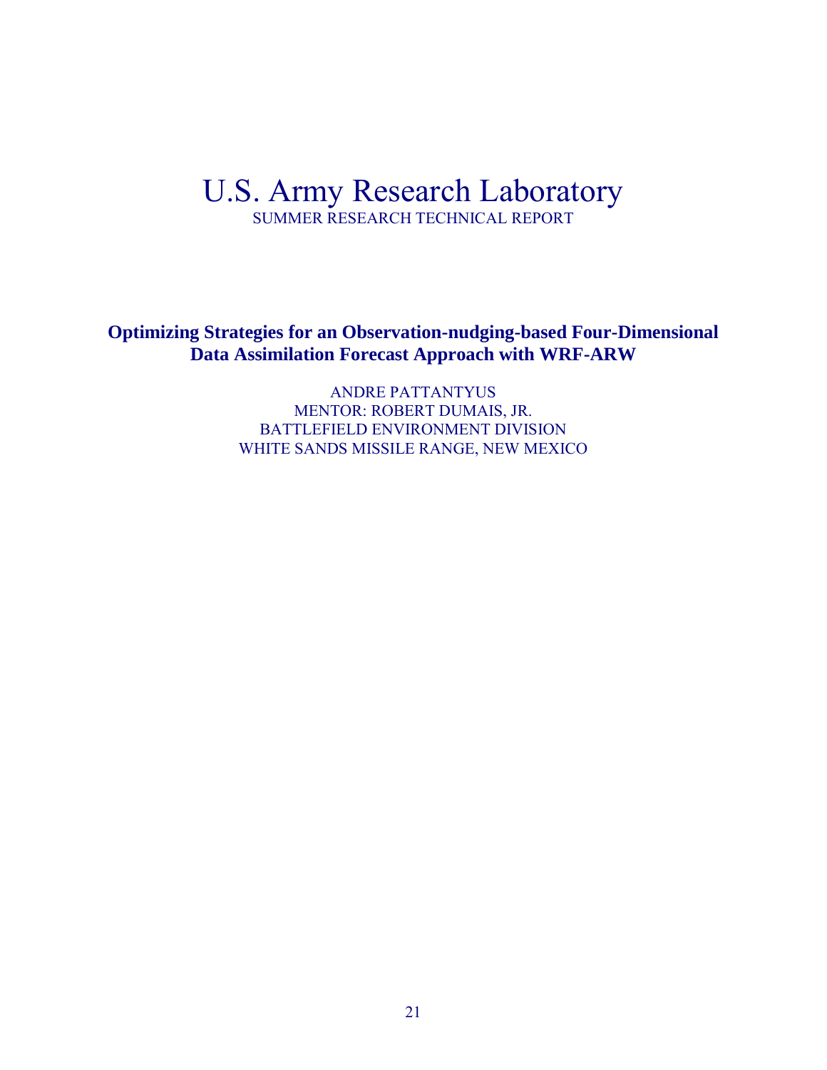# U.S. Army Research Laboratory

SUMMER RESEARCH TECHNICAL REPORT

## Optimizing Strategies for an Observation-nudging-based Four-Dimensional Data Assimilation Forecast Approach with WRF-ARW

ANDRE PATTANTYUS
MENTOR: ROBERT DUMAIS, JR.
BATTLEFIELD ENVIRONMENT DIVISION
WHITE SANDS MISSILE RANGE, NEW MEXICO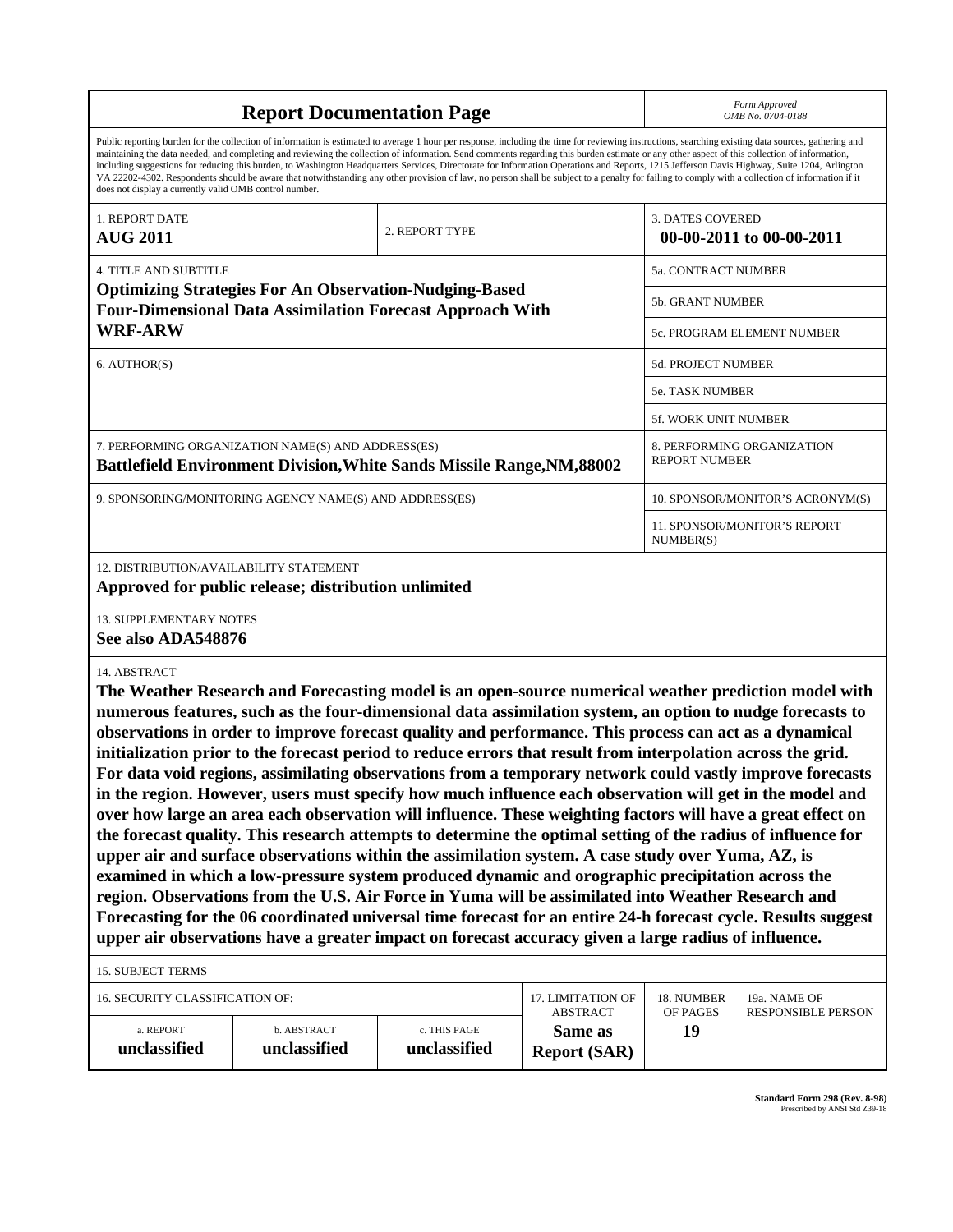# Report Documentation Page

*Form Approved*
*OMB No. 0704-0188*

Public reporting burden for the collection of information is estimated to average 1 hour per response, including the time for reviewing instructions, searching existing data sources, gathering and maintaining the data needed, and completing and reviewing the collection of information. Send comments regarding this burden estimate or any other aspect of this collection of information, including suggestions for reducing this burden, to Washington Headquarters Services, Directorate for Information Operations and Reports, 1215 Jefferson Davis Highway, Suite 1204, Arlington VA 22202-4302. Respondents should be aware that notwithstanding any other provision of law, no person shall be subject to a penalty for failing to comply with a collection of information if it does not display a currently valid OMB control number.

| 1. REPORT DATE | 2. REPORT TYPE | 3. DATES COVERED |
|---|---|---|
| **AUG 2011** | | **00-00-2011 to 00-00-2011** |

| 4. TITLE AND SUBTITLE | |
|---|---|
| **Optimizing Strategies For An Observation-Nudging-Based Four-Dimensional Data Assimilation Forecast Approach With WRF-ARW** | 5a. CONTRACT NUMBER |
| | 5b. GRANT NUMBER |
| | 5c. PROGRAM ELEMENT NUMBER |
| 6. AUTHOR(S) | 5d. PROJECT NUMBER |
| | 5e. TASK NUMBER |
| | 5f. WORK UNIT NUMBER |
| 7. PERFORMING ORGANIZATION NAME(S) AND ADDRESS(ES) **Battlefield Environment Division,White Sands Missile Range,NM,88002** | 8. PERFORMING ORGANIZATION REPORT NUMBER |
| 9. SPONSORING/MONITORING AGENCY NAME(S) AND ADDRESS(ES) | 10. SPONSOR/MONITOR'S ACRONYM(S) |
| | 11. SPONSOR/MONITOR'S REPORT NUMBER(S) |

12. DISTRIBUTION/AVAILABILITY STATEMENT
**Approved for public release; distribution unlimited**

13. SUPPLEMENTARY NOTES
**See also ADA548876**

14. ABSTRACT
**The Weather Research and Forecasting model is an open-source numerical weather prediction model with numerous features, such as the four-dimensional data assimilation system, an option to nudge forecasts to observations in order to improve forecast quality and performance. This process can act as a dynamical initialization prior to the forecast period to reduce errors that result from interpolation across the grid. For data void regions, assimilating observations from a temporary network could vastly improve forecasts in the region. However, users must specify how much influence each observation will get in the model and over how large an area each observation will influence. These weighting factors will have a great effect on the forecast quality. This research attempts to determine the optimal setting of the radius of influence for upper air and surface observations within the assimilation system. A case study over Yuma, AZ, is examined in which a low-pressure system produced dynamic and orographic precipitation across the region. Observations from the U.S. Air Force in Yuma will be assimilated into Weather Research and Forecasting for the 06 coordinated universal time forecast for an entire 24-h forecast cycle. Results suggest upper air observations have a greater impact on forecast accuracy given a large radius of influence.**

15. SUBJECT TERMS

| 16. SECURITY CLASSIFICATION OF: | | | 17. LIMITATION OF ABSTRACT | 18. NUMBER OF PAGES | 19a. NAME OF RESPONSIBLE PERSON |
|---|---|---|---|---|---|
| a. REPORT | b. ABSTRACT | c. THIS PAGE | | | |
| **unclassified** | **unclassified** | **unclassified** | **Same as Report (SAR)** | **19** | |

**Standard Form 298 (Rev. 8-98)**
Prescribed by ANSI Std Z39-18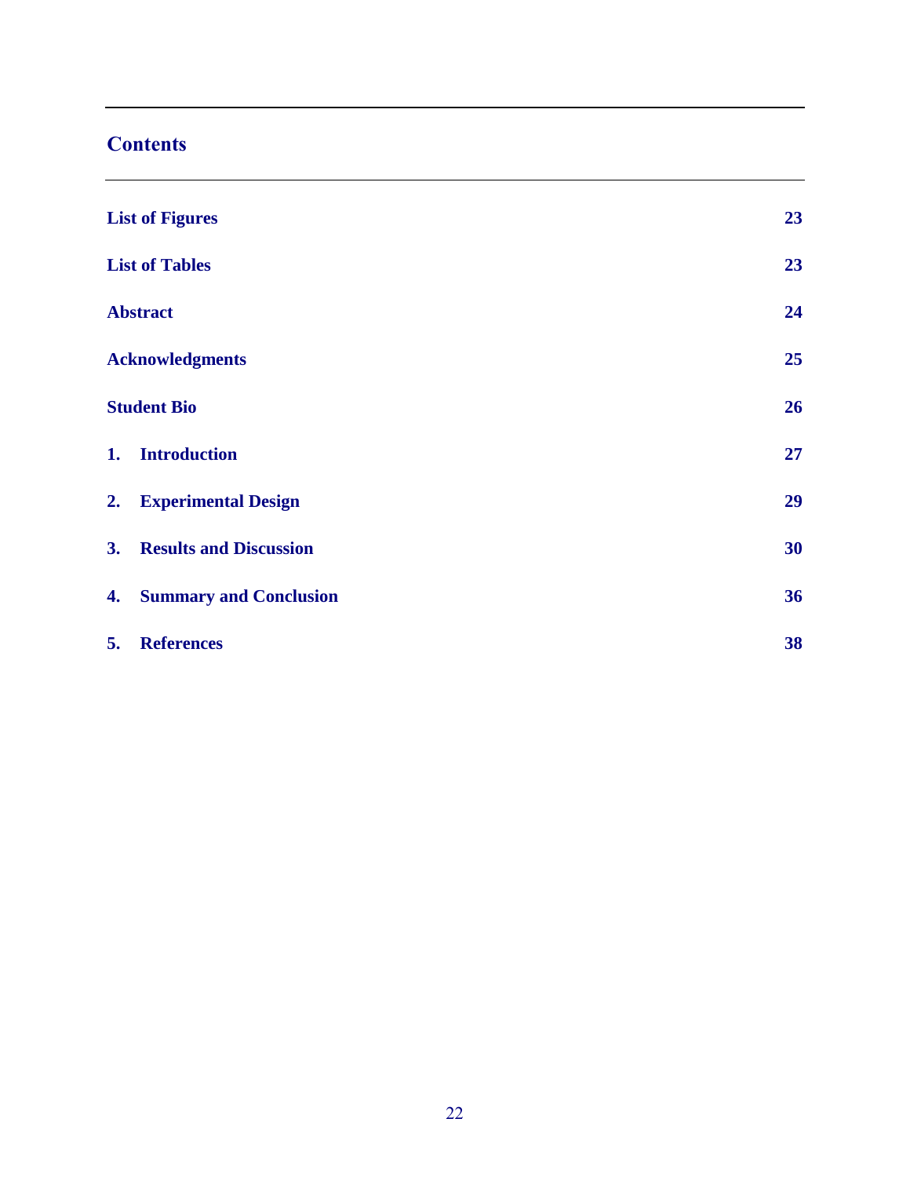## Contents

| | |
|---|---|
| **List of Figures** | **23** |
| **List of Tables** | **23** |
| **Abstract** | **24** |
| **Acknowledgments** | **25** |
| **Student Bio** | **26** |
| **1. Introduction** | **27** |
| **2. Experimental Design** | **29** |
| **3. Results and Discussion** | **30** |
| **4. Summary and Conclusion** | **36** |
| **5. References** | **38** |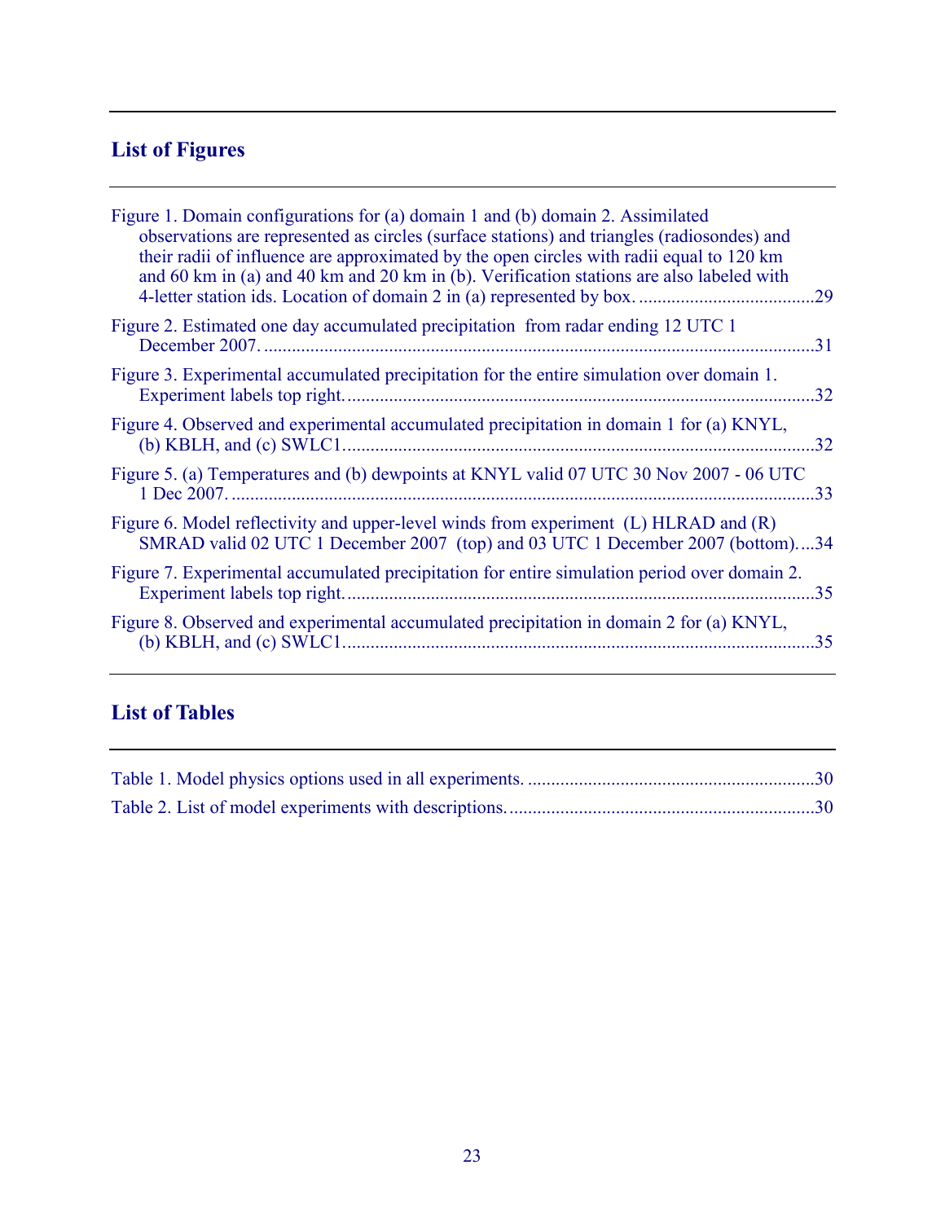## List of Figures

Figure 1. Domain configurations for (a) domain 1 and (b) domain 2. Assimilated observations are represented as circles (surface stations) and triangles (radiosondes) and their radii of influence are approximated by the open circles with radii equal to 120 km and 60 km in (a) and 40 km and 20 km in (b). Verification stations are also labeled with 4-letter station ids. Location of domain 2 in (a) represented by box. ......................................29

Figure 2. Estimated one day accumulated precipitation from radar ending 12 UTC 1 December 2007. ......................................................................................................................31

Figure 3. Experimental accumulated precipitation for the entire simulation over domain 1. Experiment labels top right. ....................................................................................................32

Figure 4. Observed and experimental accumulated precipitation in domain 1 for (a) KNYL, (b) KBLH, and (c) SWLC1.....................................................................................................32

Figure 5. (a) Temperatures and (b) dewpoints at KNYL valid 07 UTC 30 Nov 2007 - 06 UTC 1 Dec 2007. ..............................................................................................................................33

Figure 6. Model reflectivity and upper-level winds from experiment (L) HLRAD and (R) SMRAD valid 02 UTC 1 December 2007 (top) and 03 UTC 1 December 2007 (bottom). ...34

Figure 7. Experimental accumulated precipitation for entire simulation period over domain 2. Experiment labels top right. ....................................................................................................35

Figure 8. Observed and experimental accumulated precipitation in domain 2 for (a) KNYL, (b) KBLH, and (c) SWLC1.....................................................................................................35

## List of Tables

Table 1. Model physics options used in all experiments. .............................................................30

Table 2. List of model experiments with descriptions. .................................................................30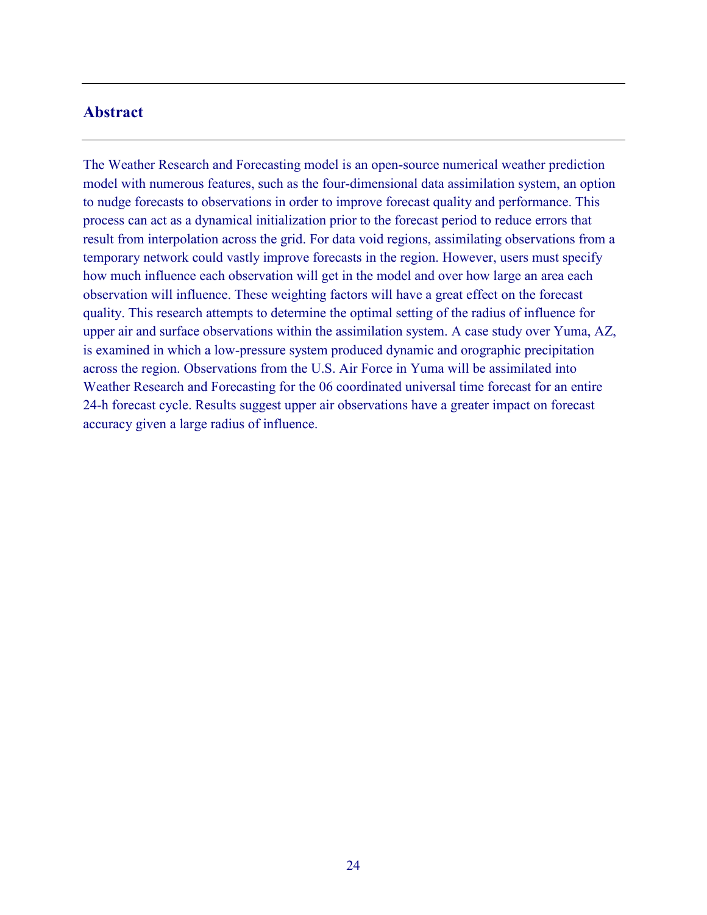## Abstract

The Weather Research and Forecasting model is an open-source numerical weather prediction model with numerous features, such as the four-dimensional data assimilation system, an option to nudge forecasts to observations in order to improve forecast quality and performance. This process can act as a dynamical initialization prior to the forecast period to reduce errors that result from interpolation across the grid. For data void regions, assimilating observations from a temporary network could vastly improve forecasts in the region. However, users must specify how much influence each observation will get in the model and over how large an area each observation will influence. These weighting factors will have a great effect on the forecast quality. This research attempts to determine the optimal setting of the radius of influence for upper air and surface observations within the assimilation system. A case study over Yuma, AZ, is examined in which a low-pressure system produced dynamic and orographic precipitation across the region. Observations from the U.S. Air Force in Yuma will be assimilated into Weather Research and Forecasting for the 06 coordinated universal time forecast for an entire 24-h forecast cycle. Results suggest upper air observations have a greater impact on forecast accuracy given a large radius of influence.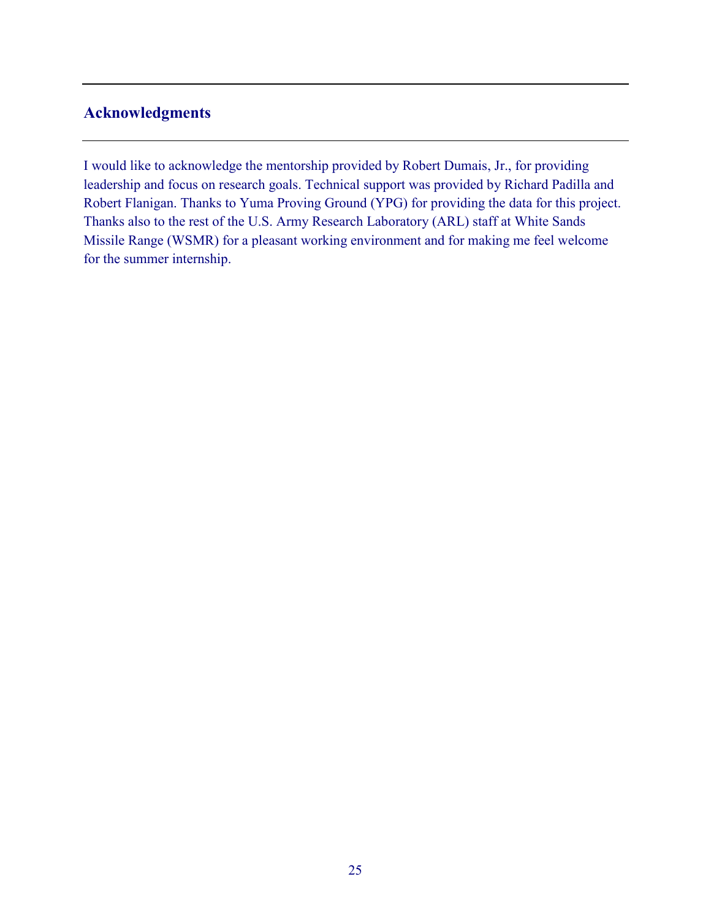## Acknowledgments

I would like to acknowledge the mentorship provided by Robert Dumais, Jr., for providing leadership and focus on research goals. Technical support was provided by Richard Padilla and Robert Flanigan. Thanks to Yuma Proving Ground (YPG) for providing the data for this project. Thanks also to the rest of the U.S. Army Research Laboratory (ARL) staff at White Sands Missile Range (WSMR) for a pleasant working environment and for making me feel welcome for the summer internship.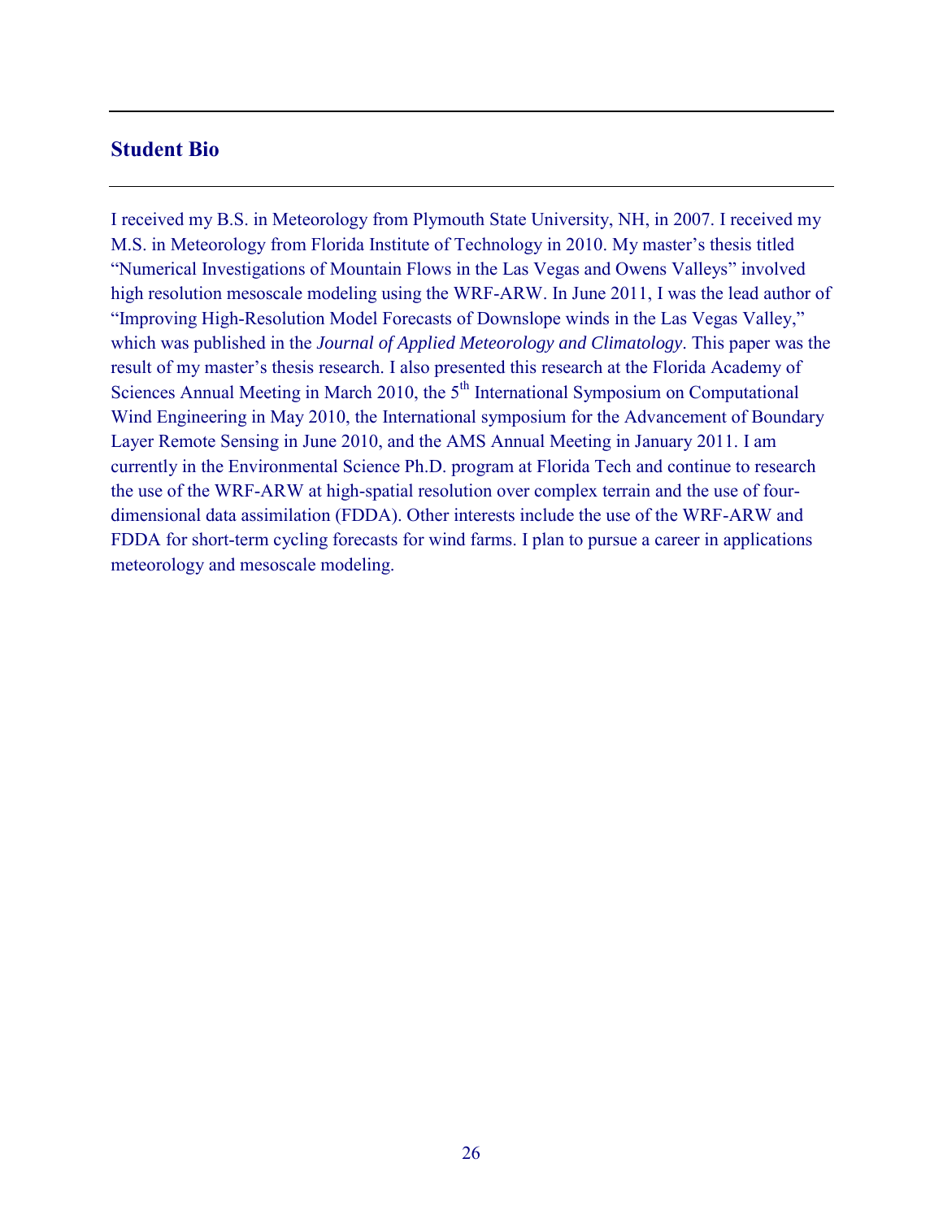## Student Bio

I received my B.S. in Meteorology from Plymouth State University, NH, in 2007. I received my M.S. in Meteorology from Florida Institute of Technology in 2010. My master's thesis titled "Numerical Investigations of Mountain Flows in the Las Vegas and Owens Valleys" involved high resolution mesoscale modeling using the WRF-ARW. In June 2011, I was the lead author of "Improving High-Resolution Model Forecasts of Downslope winds in the Las Vegas Valley," which was published in the *Journal of Applied Meteorology and Climatology*. This paper was the result of my master's thesis research. I also presented this research at the Florida Academy of Sciences Annual Meeting in March 2010, the 5th International Symposium on Computational Wind Engineering in May 2010, the International symposium for the Advancement of Boundary Layer Remote Sensing in June 2010, and the AMS Annual Meeting in January 2011. I am currently in the Environmental Science Ph.D. program at Florida Tech and continue to research the use of the WRF-ARW at high-spatial resolution over complex terrain and the use of four-dimensional data assimilation (FDDA). Other interests include the use of the WRF-ARW and FDDA for short-term cycling forecasts for wind farms. I plan to pursue a career in applications meteorology and mesoscale modeling.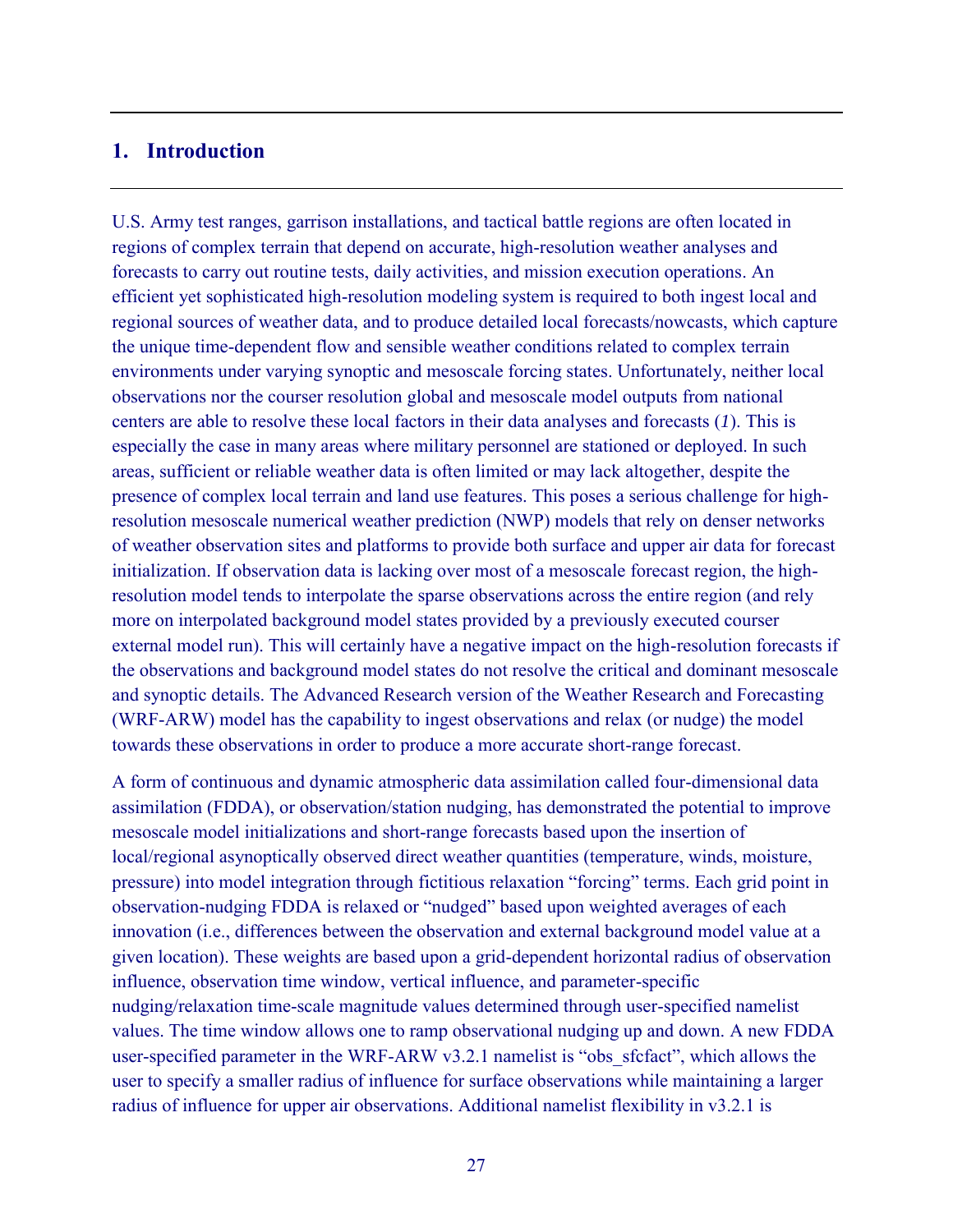# 1. Introduction

U.S. Army test ranges, garrison installations, and tactical battle regions are often located in regions of complex terrain that depend on accurate, high-resolution weather analyses and forecasts to carry out routine tests, daily activities, and mission execution operations. An efficient yet sophisticated high-resolution modeling system is required to both ingest local and regional sources of weather data, and to produce detailed local forecasts/nowcasts, which capture the unique time-dependent flow and sensible weather conditions related to complex terrain environments under varying synoptic and mesoscale forcing states. Unfortunately, neither local observations nor the courser resolution global and mesoscale model outputs from national centers are able to resolve these local factors in their data analyses and forecasts (*1*). This is especially the case in many areas where military personnel are stationed or deployed. In such areas, sufficient or reliable weather data is often limited or may lack altogether, despite the presence of complex local terrain and land use features. This poses a serious challenge for high-resolution mesoscale numerical weather prediction (NWP) models that rely on denser networks of weather observation sites and platforms to provide both surface and upper air data for forecast initialization. If observation data is lacking over most of a mesoscale forecast region, the high-resolution model tends to interpolate the sparse observations across the entire region (and rely more on interpolated background model states provided by a previously executed courser external model run). This will certainly have a negative impact on the high-resolution forecasts if the observations and background model states do not resolve the critical and dominant mesoscale and synoptic details. The Advanced Research version of the Weather Research and Forecasting (WRF-ARW) model has the capability to ingest observations and relax (or nudge) the model towards these observations in order to produce a more accurate short-range forecast.

A form of continuous and dynamic atmospheric data assimilation called four-dimensional data assimilation (FDDA), or observation/station nudging, has demonstrated the potential to improve mesoscale model initializations and short-range forecasts based upon the insertion of local/regional asynoptically observed direct weather quantities (temperature, winds, moisture, pressure) into model integration through fictitious relaxation "forcing" terms. Each grid point in observation-nudging FDDA is relaxed or "nudged" based upon weighted averages of each innovation (i.e., differences between the observation and external background model value at a given location). These weights are based upon a grid-dependent horizontal radius of observation influence, observation time window, vertical influence, and parameter-specific nudging/relaxation time-scale magnitude values determined through user-specified namelist values. The time window allows one to ramp observational nudging up and down. A new FDDA user-specified parameter in the WRF-ARW v3.2.1 namelist is "obs_sfcfact", which allows the user to specify a smaller radius of influence for surface observations while maintaining a larger radius of influence for upper air observations. Additional namelist flexibility in v3.2.1 is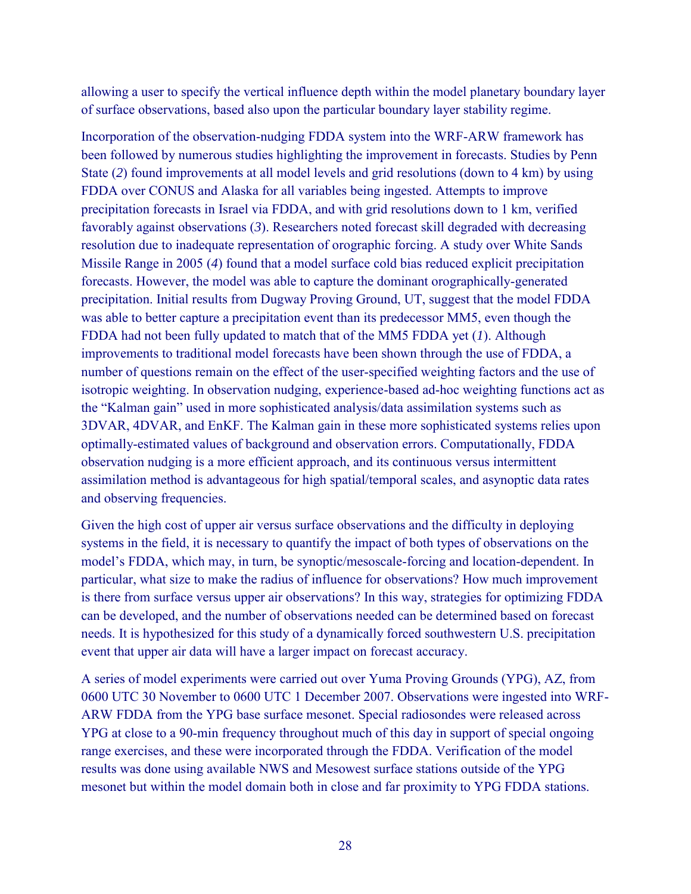allowing a user to specify the vertical influence depth within the model planetary boundary layer of surface observations, based also upon the particular boundary layer stability regime.

Incorporation of the observation-nudging FDDA system into the WRF-ARW framework has been followed by numerous studies highlighting the improvement in forecasts. Studies by Penn State (*2*) found improvements at all model levels and grid resolutions (down to 4 km) by using FDDA over CONUS and Alaska for all variables being ingested. Attempts to improve precipitation forecasts in Israel via FDDA, and with grid resolutions down to 1 km, verified favorably against observations (*3*). Researchers noted forecast skill degraded with decreasing resolution due to inadequate representation of orographic forcing. A study over White Sands Missile Range in 2005 (*4*) found that a model surface cold bias reduced explicit precipitation forecasts. However, the model was able to capture the dominant orographically-generated precipitation. Initial results from Dugway Proving Ground, UT, suggest that the model FDDA was able to better capture a precipitation event than its predecessor MM5, even though the FDDA had not been fully updated to match that of the MM5 FDDA yet (*1*). Although improvements to traditional model forecasts have been shown through the use of FDDA, a number of questions remain on the effect of the user-specified weighting factors and the use of isotropic weighting. In observation nudging, experience-based ad-hoc weighting functions act as the "Kalman gain" used in more sophisticated analysis/data assimilation systems such as 3DVAR, 4DVAR, and EnKF. The Kalman gain in these more sophisticated systems relies upon optimally-estimated values of background and observation errors. Computationally, FDDA observation nudging is a more efficient approach, and its continuous versus intermittent assimilation method is advantageous for high spatial/temporal scales, and asynoptic data rates and observing frequencies.

Given the high cost of upper air versus surface observations and the difficulty in deploying systems in the field, it is necessary to quantify the impact of both types of observations on the model's FDDA, which may, in turn, be synoptic/mesoscale-forcing and location-dependent. In particular, what size to make the radius of influence for observations? How much improvement is there from surface versus upper air observations? In this way, strategies for optimizing FDDA can be developed, and the number of observations needed can be determined based on forecast needs. It is hypothesized for this study of a dynamically forced southwestern U.S. precipitation event that upper air data will have a larger impact on forecast accuracy.

A series of model experiments were carried out over Yuma Proving Grounds (YPG), AZ, from 0600 UTC 30 November to 0600 UTC 1 December 2007. Observations were ingested into WRF-ARW FDDA from the YPG base surface mesonet. Special radiosondes were released across YPG at close to a 90-min frequency throughout much of this day in support of special ongoing range exercises, and these were incorporated through the FDDA. Verification of the model results was done using available NWS and Mesowest surface stations outside of the YPG mesonet but within the model domain both in close and far proximity to YPG FDDA stations.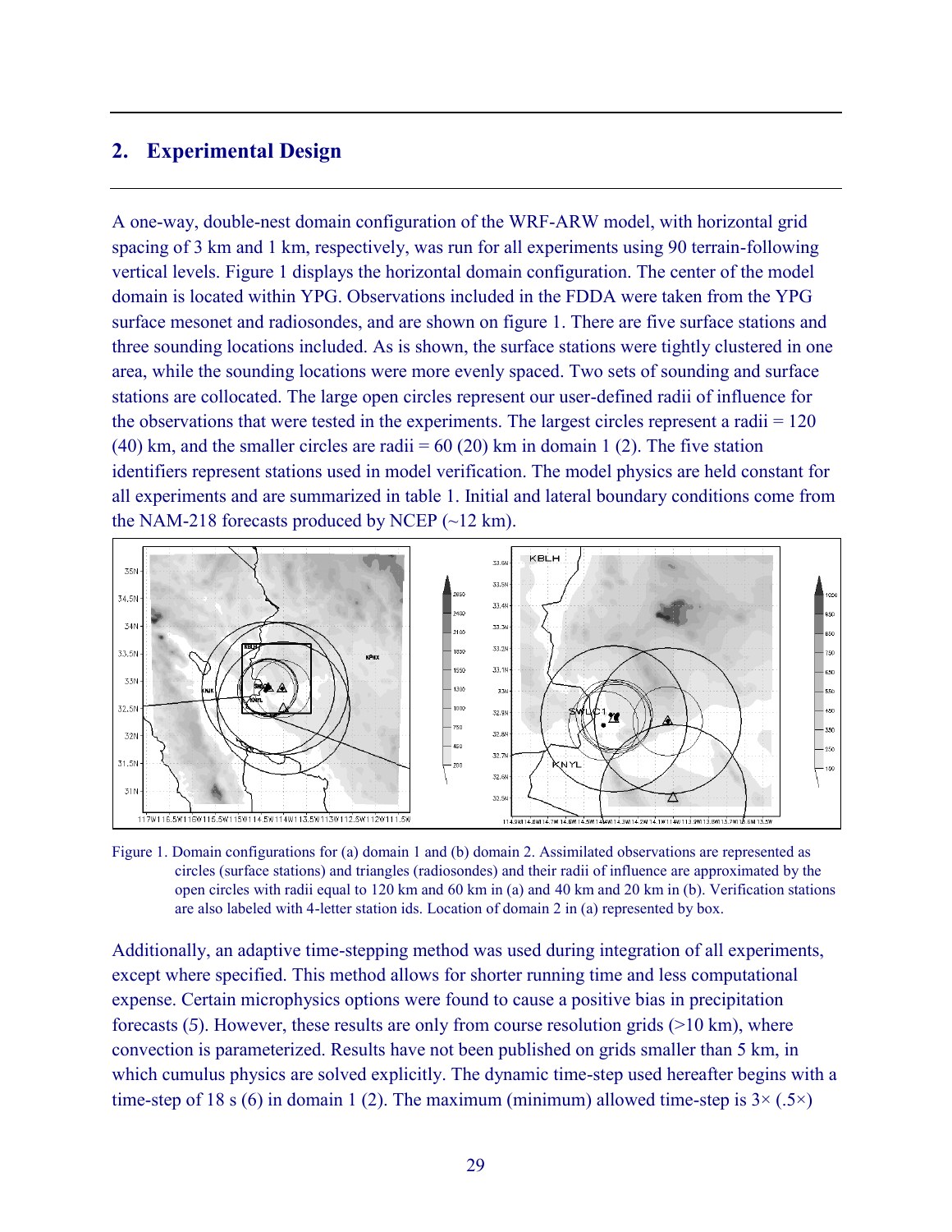## 2. Experimental Design

A one-way, double-nest domain configuration of the WRF-ARW model, with horizontal grid spacing of 3 km and 1 km, respectively, was run for all experiments using 90 terrain-following vertical levels. Figure 1 displays the horizontal domain configuration. The center of the model domain is located within YPG. Observations included in the FDDA were taken from the YPG surface mesonet and radiosondes, and are shown on figure 1. There are five surface stations and three sounding locations included. As is shown, the surface stations were tightly clustered in one area, while the sounding locations were more evenly spaced. Two sets of sounding and surface stations are collocated. The large open circles represent our user-defined radii of influence for the observations that were tested in the experiments. The largest circles represent a radii = 120 (40) km, and the smaller circles are radii = 60 (20) km in domain 1 (2). The five station identifiers represent stations used in model verification. The model physics are held constant for all experiments and are summarized in table 1. Initial and lateral boundary conditions come from the NAM-218 forecasts produced by NCEP (~12 km).

Figure 1. Domain configurations for (a) domain 1 and (b) domain 2. Assimilated observations are represented as circles (surface stations) and triangles (radiosondes) and their radii of influence are approximated by the open circles with radii equal to 120 km and 60 km in (a) and 40 km and 20 km in (b). Verification stations are also labeled with 4-letter station ids. Location of domain 2 in (a) represented by box.

Additionally, an adaptive time-stepping method was used during integration of all experiments, except where specified. This method allows for shorter running time and less computational expense. Certain microphysics options were found to cause a positive bias in precipitation forecasts (5). However, these results are only from course resolution grids (>10 km), where convection is parameterized. Results have not been published on grids smaller than 5 km, in which cumulus physics are solved explicitly. The dynamic time-step used hereafter begins with a time-step of 18 s (6) in domain 1 (2). The maximum (minimum) allowed time-step is 3× (.5×)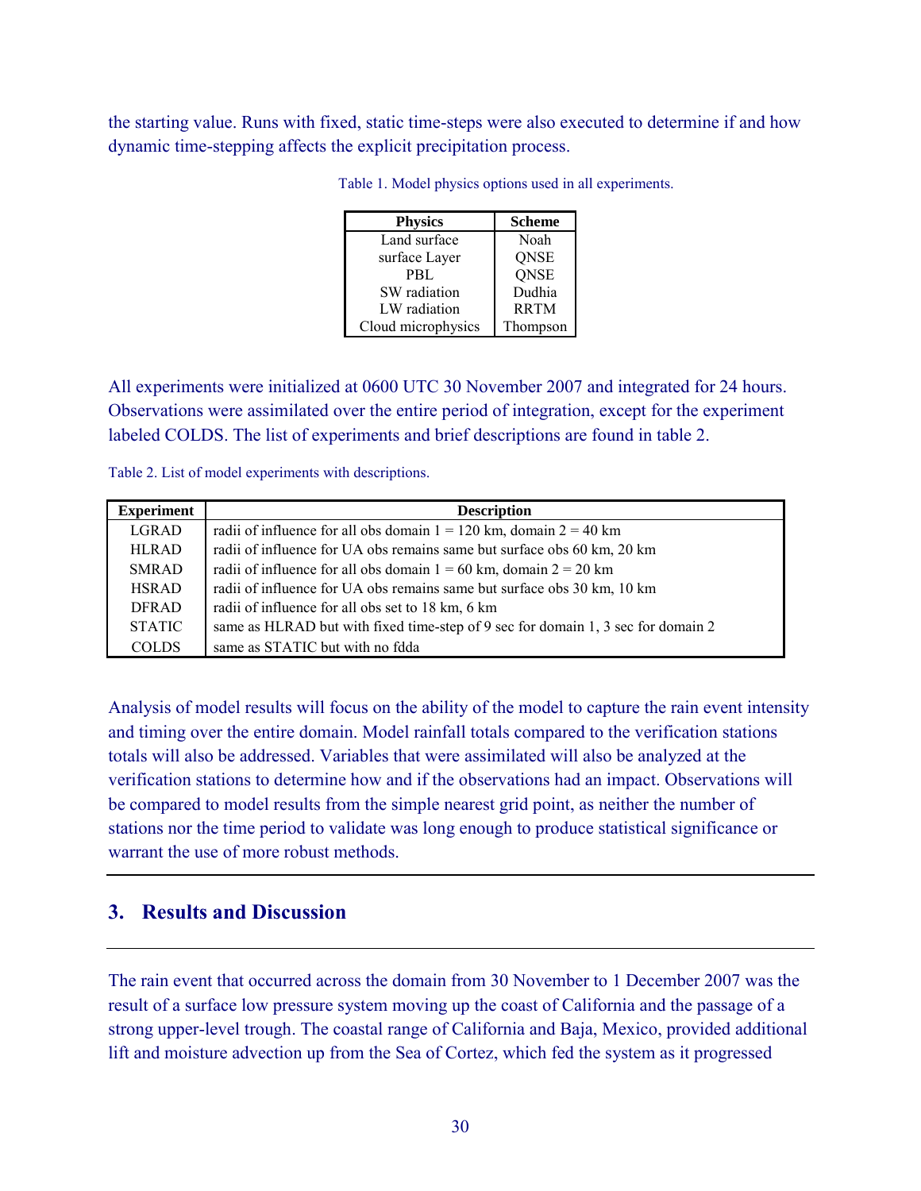the starting value. Runs with fixed, static time-steps were also executed to determine if and how dynamic time-stepping affects the explicit precipitation process.

Table 1. Model physics options used in all experiments.

| Physics | Scheme |
|---|---|
| Land surface | Noah |
| surface Layer | QNSE |
| PBL | QNSE |
| SW radiation | Dudhia |
| LW radiation | RRTM |
| Cloud microphysics | Thompson |

All experiments were initialized at 0600 UTC 30 November 2007 and integrated for 24 hours. Observations were assimilated over the entire period of integration, except for the experiment labeled COLDS. The list of experiments and brief descriptions are found in table 2.

Table 2. List of model experiments with descriptions.

| Experiment | Description |
|---|---|
| LGRAD | radii of influence for all obs domain 1 = 120 km, domain 2 = 40 km |
| HLRAD | radii of influence for UA obs remains same but surface obs 60 km, 20 km |
| SMRAD | radii of influence for all obs domain 1 = 60 km, domain 2 = 20 km |
| HSRAD | radii of influence for UA obs remains same but surface obs 30 km, 10 km |
| DFRAD | radii of influence for all obs set to 18 km, 6 km |
| STATIC | same as HLRAD but with fixed time-step of 9 sec for domain 1, 3 sec for domain 2 |
| COLDS | same as STATIC but with no fdda |

Analysis of model results will focus on the ability of the model to capture the rain event intensity and timing over the entire domain. Model rainfall totals compared to the verification stations totals will also be addressed. Variables that were assimilated will also be analyzed at the verification stations to determine how and if the observations had an impact. Observations will be compared to model results from the simple nearest grid point, as neither the number of stations nor the time period to validate was long enough to produce statistical significance or warrant the use of more robust methods.

## 3. Results and Discussion

The rain event that occurred across the domain from 30 November to 1 December 2007 was the result of a surface low pressure system moving up the coast of California and the passage of a strong upper-level trough. The coastal range of California and Baja, Mexico, provided additional lift and moisture advection up from the Sea of Cortez, which fed the system as it progressed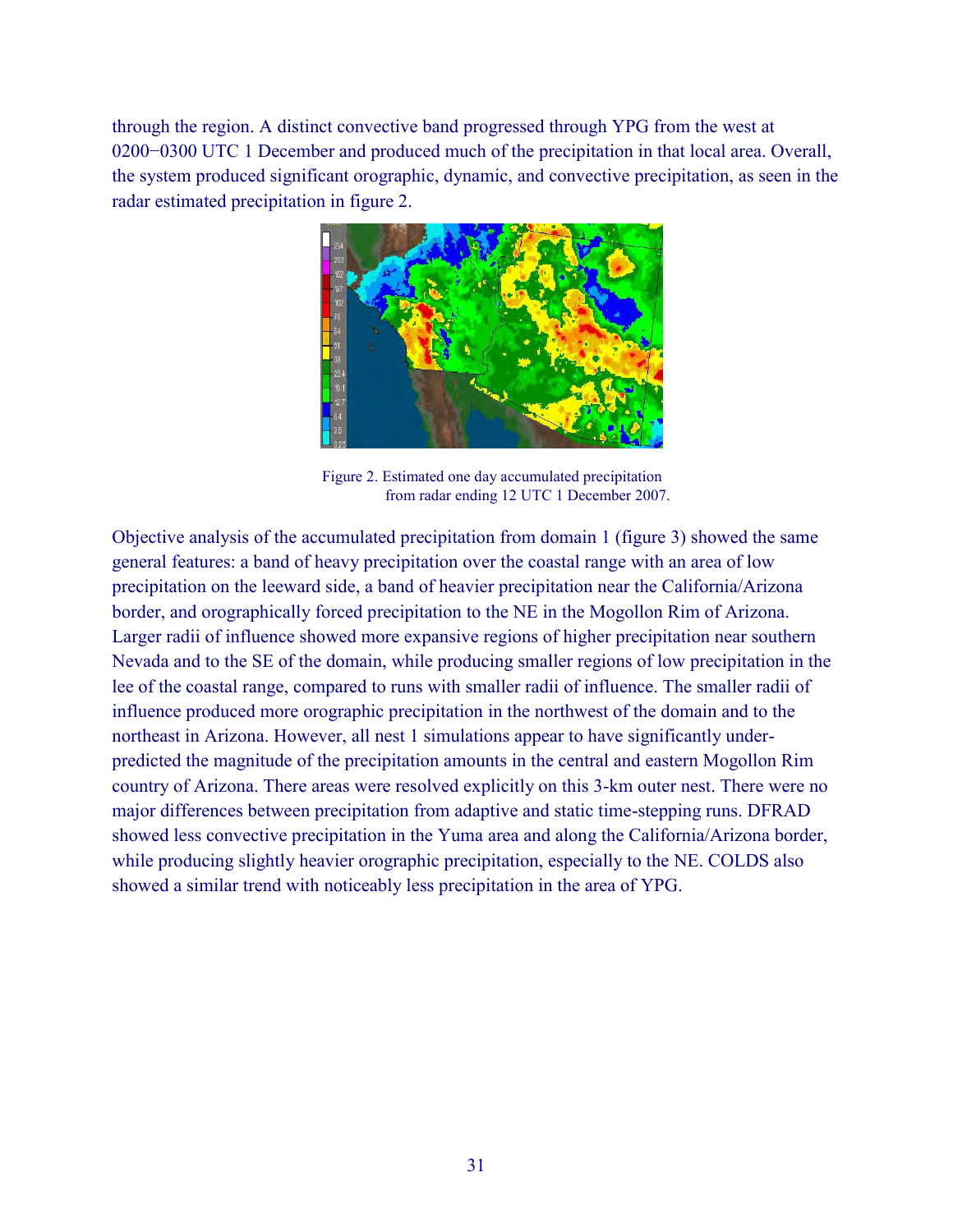through the region. A distinct convective band progressed through YPG from the west at 0200−0300 UTC 1 December and produced much of the precipitation in that local area. Overall, the system produced significant orographic, dynamic, and convective precipitation, as seen in the radar estimated precipitation in figure 2.

Figure 2. Estimated one day accumulated precipitation from radar ending 12 UTC 1 December 2007.

Objective analysis of the accumulated precipitation from domain 1 (figure 3) showed the same general features: a band of heavy precipitation over the coastal range with an area of low precipitation on the leeward side, a band of heavier precipitation near the California/Arizona border, and orographically forced precipitation to the NE in the Mogollon Rim of Arizona. Larger radii of influence showed more expansive regions of higher precipitation near southern Nevada and to the SE of the domain, while producing smaller regions of low precipitation in the lee of the coastal range, compared to runs with smaller radii of influence. The smaller radii of influence produced more orographic precipitation in the northwest of the domain and to the northeast in Arizona. However, all nest 1 simulations appear to have significantly under-predicted the magnitude of the precipitation amounts in the central and eastern Mogollon Rim country of Arizona. There areas were resolved explicitly on this 3-km outer nest. There were no major differences between precipitation from adaptive and static time-stepping runs. DFRAD showed less convective precipitation in the Yuma area and along the California/Arizona border, while producing slightly heavier orographic precipitation, especially to the NE. COLDS also showed a similar trend with noticeably less precipitation in the area of YPG.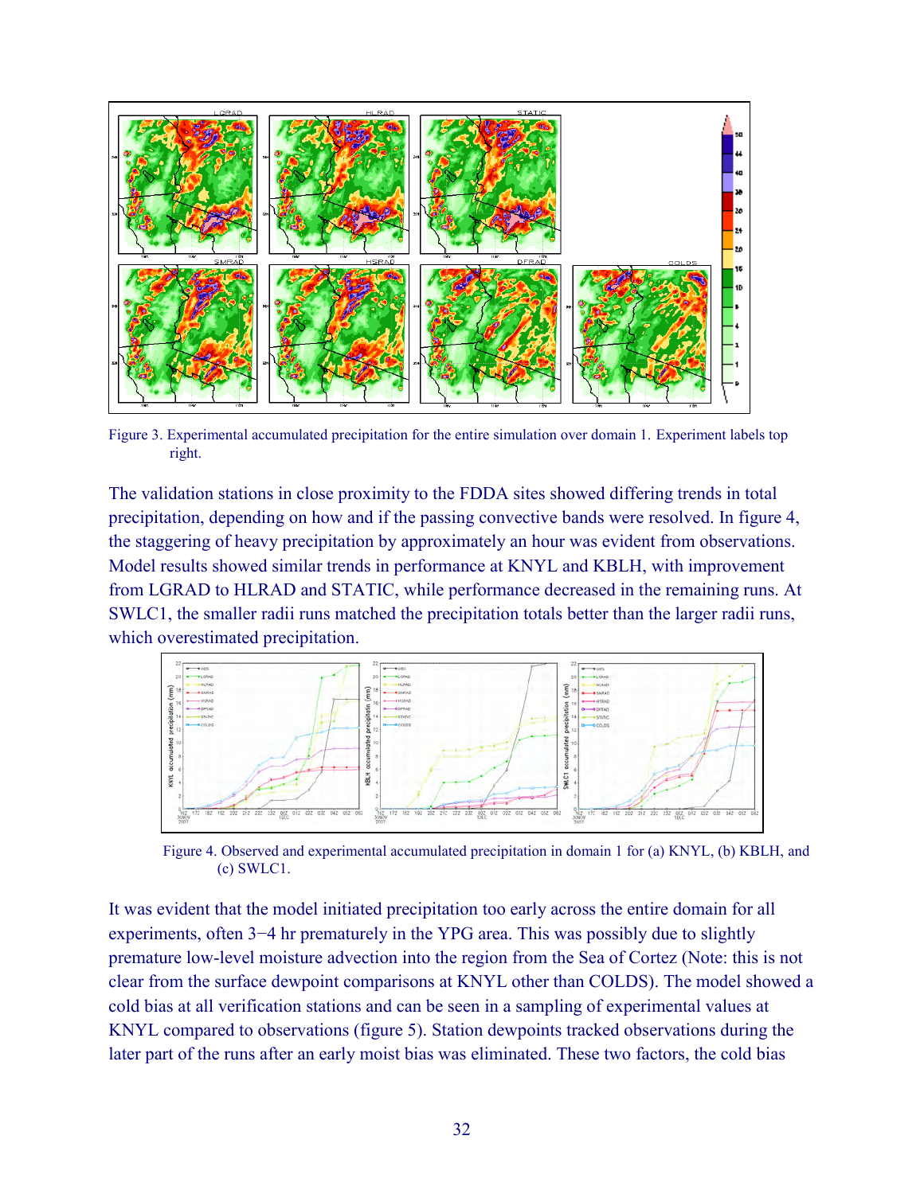Figure 3. Experimental accumulated precipitation for the entire simulation over domain 1. Experiment labels top right.

The validation stations in close proximity to the FDDA sites showed differing trends in total precipitation, depending on how and if the passing convective bands were resolved. In figure 4, the staggering of heavy precipitation by approximately an hour was evident from observations. Model results showed similar trends in performance at KNYL and KBLH, with improvement from LGRAD to HLRAD and STATIC, while performance decreased in the remaining runs. At SWLC1, the smaller radii runs matched the precipitation totals better than the larger radii runs, which overestimated precipitation.

Figure 4. Observed and experimental accumulated precipitation in domain 1 for (a) KNYL, (b) KBLH, and (c) SWLC1.

It was evident that the model initiated precipitation too early across the entire domain for all experiments, often 3−4 hr prematurely in the YPG area. This was possibly due to slightly premature low-level moisture advection into the region from the Sea of Cortez (Note: this is not clear from the surface dewpoint comparisons at KNYL other than COLDS). The model showed a cold bias at all verification stations and can be seen in a sampling of experimental values at KNYL compared to observations (figure 5). Station dewpoints tracked observations during the later part of the runs after an early moist bias was eliminated. These two factors, the cold bias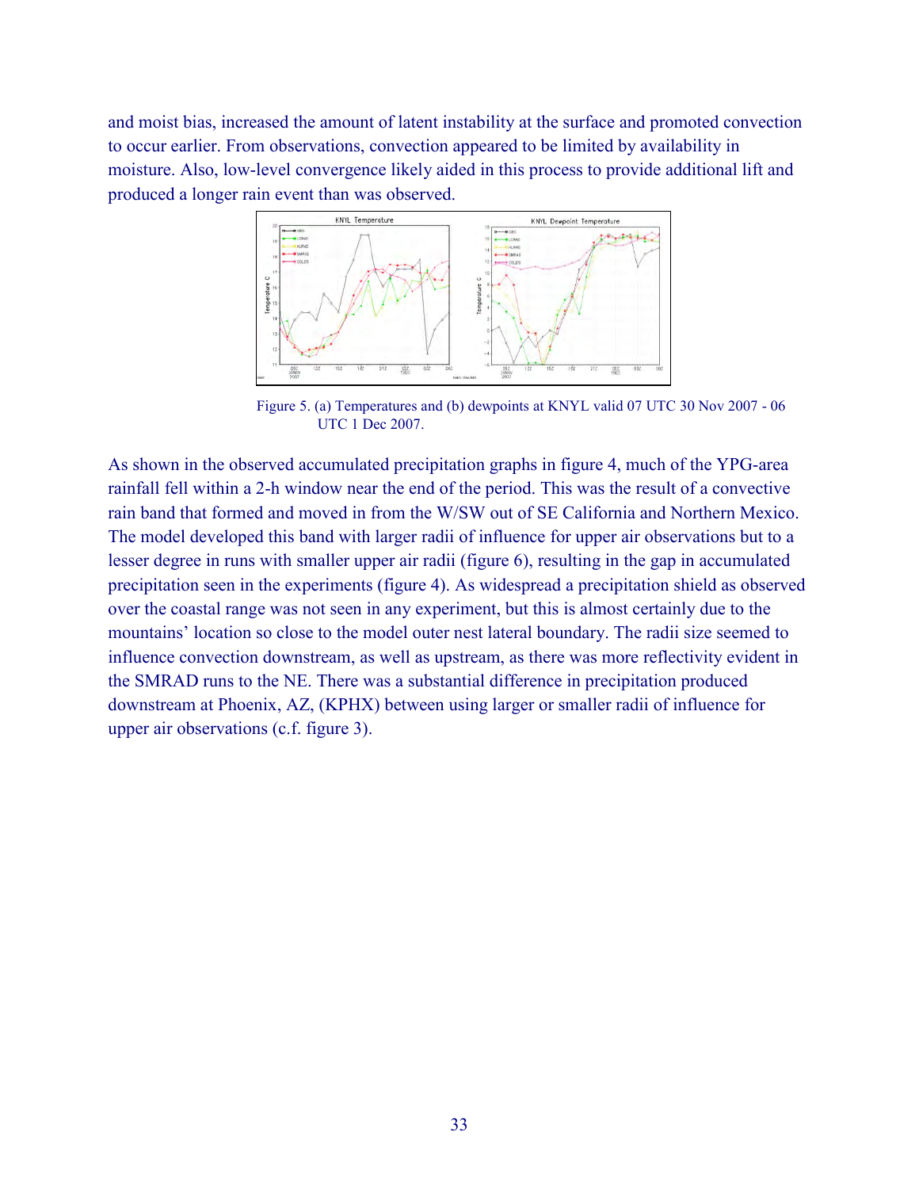and moist bias, increased the amount of latent instability at the surface and promoted convection to occur earlier. From observations, convection appeared to be limited by availability in moisture. Also, low-level convergence likely aided in this process to provide additional lift and produced a longer rain event than was observed.

Figure 5. (a) Temperatures and (b) dewpoints at KNYL valid 07 UTC 30 Nov 2007 - 06 UTC 1 Dec 2007.

As shown in the observed accumulated precipitation graphs in figure 4, much of the YPG-area rainfall fell within a 2-h window near the end of the period. This was the result of a convective rain band that formed and moved in from the W/SW out of SE California and Northern Mexico. The model developed this band with larger radii of influence for upper air observations but to a lesser degree in runs with smaller upper air radii (figure 6), resulting in the gap in accumulated precipitation seen in the experiments (figure 4). As widespread a precipitation shield as observed over the coastal range was not seen in any experiment, but this is almost certainly due to the mountains' location so close to the model outer nest lateral boundary. The radii size seemed to influence convection downstream, as well as upstream, as there was more reflectivity evident in the SMRAD runs to the NE. There was a substantial difference in precipitation produced downstream at Phoenix, AZ, (KPHX) between using larger or smaller radii of influence for upper air observations (c.f. figure 3).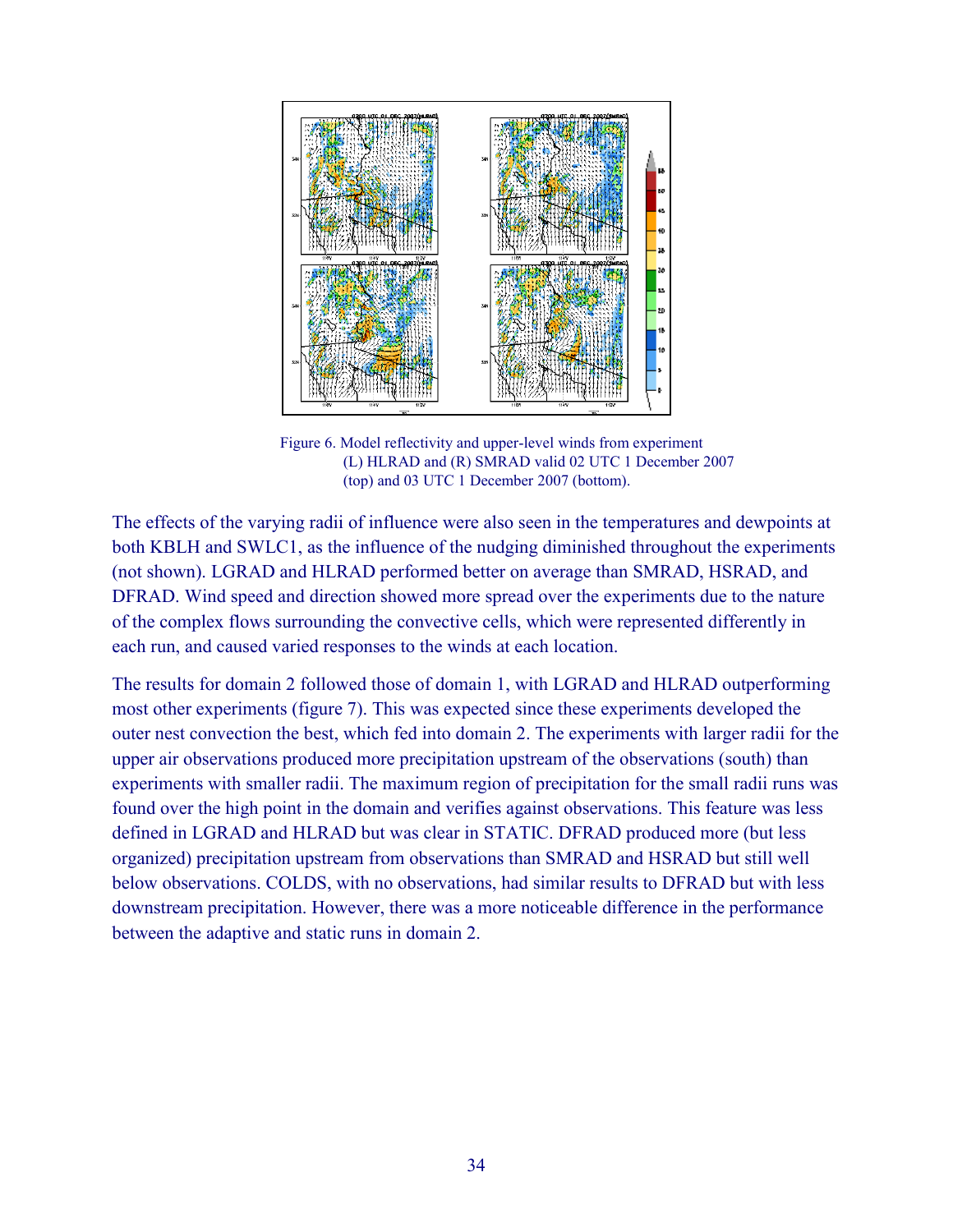Figure 6. Model reflectivity and upper-level winds from experiment (L) HLRAD and (R) SMRAD valid 02 UTC 1 December 2007 (top) and 03 UTC 1 December 2007 (bottom).

The effects of the varying radii of influence were also seen in the temperatures and dewpoints at both KBLH and SWLC1, as the influence of the nudging diminished throughout the experiments (not shown). LGRAD and HLRAD performed better on average than SMRAD, HSRAD, and DFRAD. Wind speed and direction showed more spread over the experiments due to the nature of the complex flows surrounding the convective cells, which were represented differently in each run, and caused varied responses to the winds at each location.

The results for domain 2 followed those of domain 1, with LGRAD and HLRAD outperforming most other experiments (figure 7). This was expected since these experiments developed the outer nest convection the best, which fed into domain 2. The experiments with larger radii for the upper air observations produced more precipitation upstream of the observations (south) than experiments with smaller radii. The maximum region of precipitation for the small radii runs was found over the high point in the domain and verifies against observations. This feature was less defined in LGRAD and HLRAD but was clear in STATIC. DFRAD produced more (but less organized) precipitation upstream from observations than SMRAD and HSRAD but still well below observations. COLDS, with no observations, had similar results to DFRAD but with less downstream precipitation. However, there was a more noticeable difference in the performance between the adaptive and static runs in domain 2.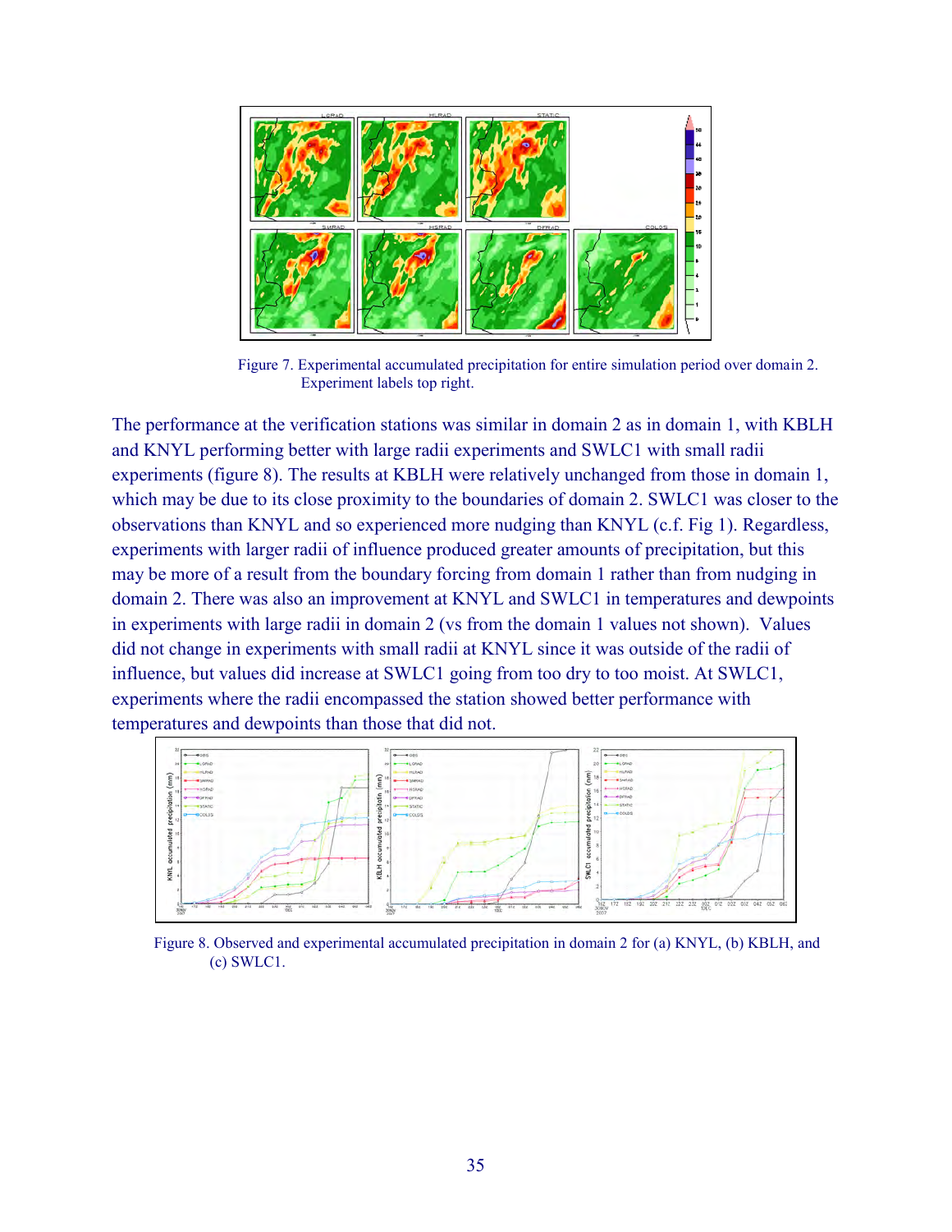Figure 7. Experimental accumulated precipitation for entire simulation period over domain 2. Experiment labels top right.

The performance at the verification stations was similar in domain 2 as in domain 1, with KBLH and KNYL performing better with large radii experiments and SWLC1 with small radii experiments (figure 8). The results at KBLH were relatively unchanged from those in domain 1, which may be due to its close proximity to the boundaries of domain 2. SWLC1 was closer to the observations than KNYL and so experienced more nudging than KNYL (c.f. Fig 1). Regardless, experiments with larger radii of influence produced greater amounts of precipitation, but this may be more of a result from the boundary forcing from domain 1 rather than from nudging in domain 2. There was also an improvement at KNYL and SWLC1 in temperatures and dewpoints in experiments with large radii in domain 2 (vs from the domain 1 values not shown). Values did not change in experiments with small radii at KNYL since it was outside of the radii of influence, but values did increase at SWLC1 going from too dry to too moist. At SWLC1, experiments where the radii encompassed the station showed better performance with temperatures and dewpoints than those that did not.

Figure 8. Observed and experimental accumulated precipitation in domain 2 for (a) KNYL, (b) KBLH, and (c) SWLC1.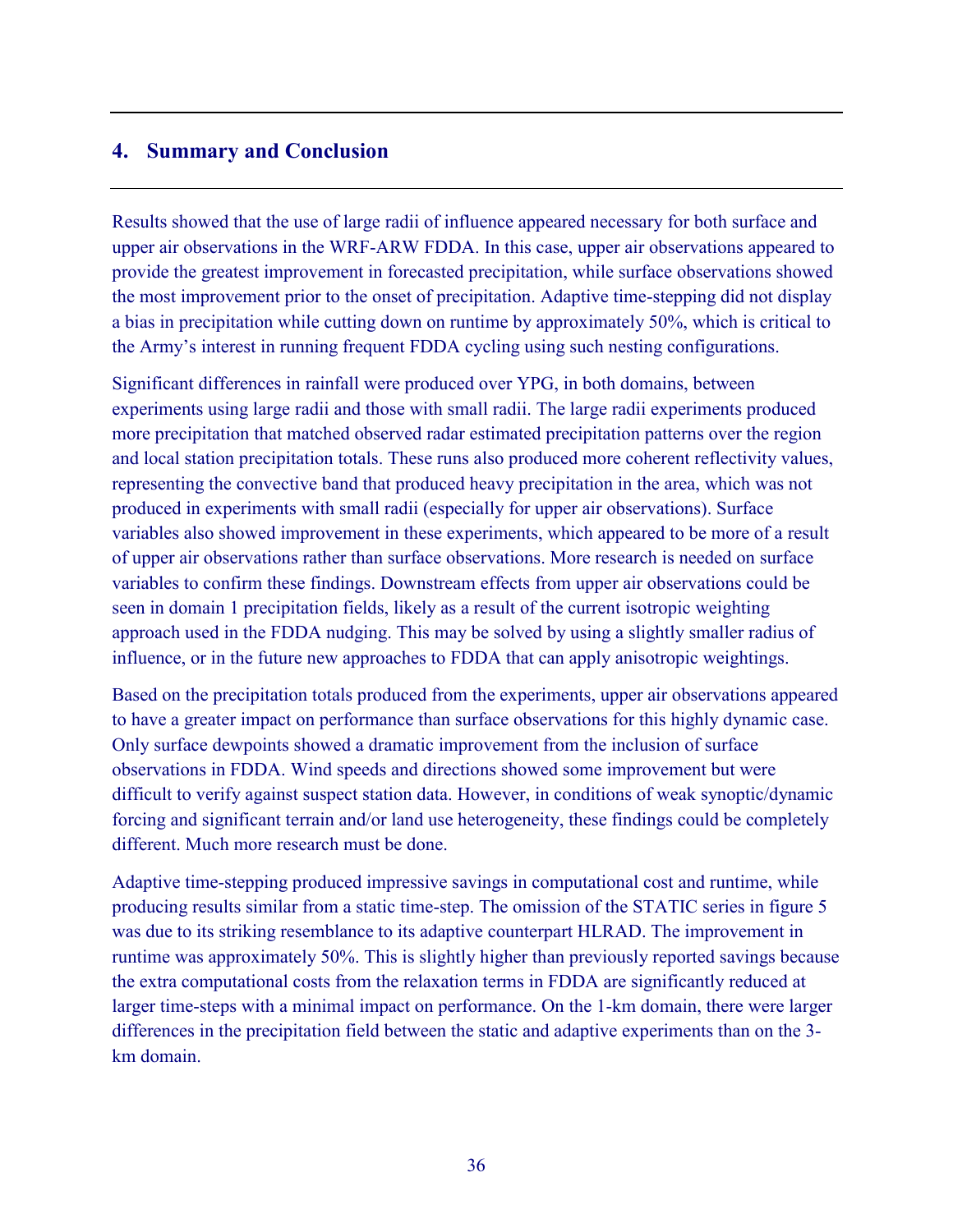## 4. Summary and Conclusion

Results showed that the use of large radii of influence appeared necessary for both surface and upper air observations in the WRF-ARW FDDA. In this case, upper air observations appeared to provide the greatest improvement in forecasted precipitation, while surface observations showed the most improvement prior to the onset of precipitation. Adaptive time-stepping did not display a bias in precipitation while cutting down on runtime by approximately 50%, which is critical to the Army's interest in running frequent FDDA cycling using such nesting configurations.

Significant differences in rainfall were produced over YPG, in both domains, between experiments using large radii and those with small radii. The large radii experiments produced more precipitation that matched observed radar estimated precipitation patterns over the region and local station precipitation totals. These runs also produced more coherent reflectivity values, representing the convective band that produced heavy precipitation in the area, which was not produced in experiments with small radii (especially for upper air observations). Surface variables also showed improvement in these experiments, which appeared to be more of a result of upper air observations rather than surface observations. More research is needed on surface variables to confirm these findings. Downstream effects from upper air observations could be seen in domain 1 precipitation fields, likely as a result of the current isotropic weighting approach used in the FDDA nudging. This may be solved by using a slightly smaller radius of influence, or in the future new approaches to FDDA that can apply anisotropic weightings.

Based on the precipitation totals produced from the experiments, upper air observations appeared to have a greater impact on performance than surface observations for this highly dynamic case. Only surface dewpoints showed a dramatic improvement from the inclusion of surface observations in FDDA. Wind speeds and directions showed some improvement but were difficult to verify against suspect station data. However, in conditions of weak synoptic/dynamic forcing and significant terrain and/or land use heterogeneity, these findings could be completely different. Much more research must be done.

Adaptive time-stepping produced impressive savings in computational cost and runtime, while producing results similar from a static time-step. The omission of the STATIC series in figure 5 was due to its striking resemblance to its adaptive counterpart HLRAD. The improvement in runtime was approximately 50%. This is slightly higher than previously reported savings because the extra computational costs from the relaxation terms in FDDA are significantly reduced at larger time-steps with a minimal impact on performance. On the 1-km domain, there were larger differences in the precipitation field between the static and adaptive experiments than on the 3-km domain.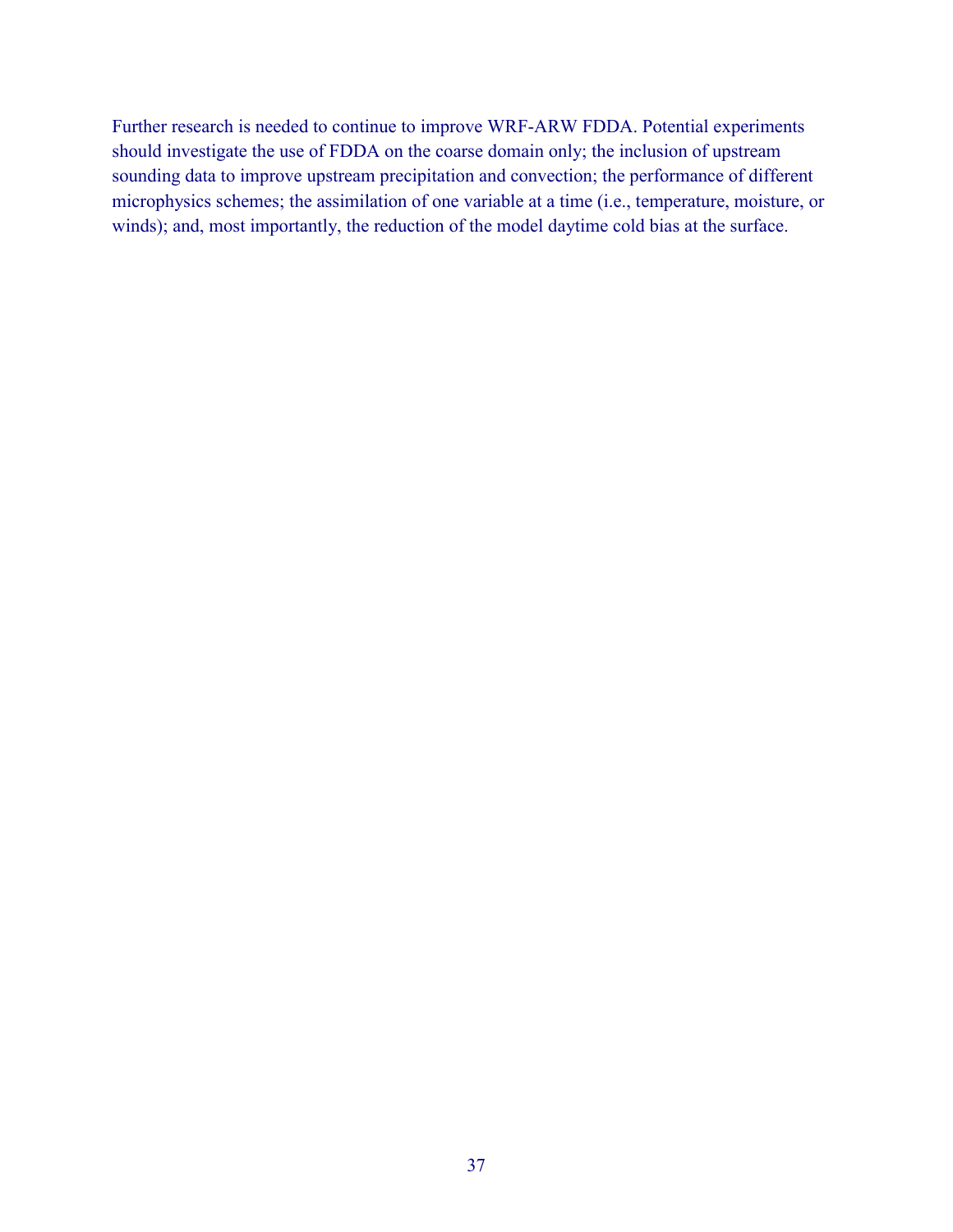Further research is needed to continue to improve WRF-ARW FDDA. Potential experiments should investigate the use of FDDA on the coarse domain only; the inclusion of upstream sounding data to improve upstream precipitation and convection; the performance of different microphysics schemes; the assimilation of one variable at a time (i.e., temperature, moisture, or winds); and, most importantly, the reduction of the model daytime cold bias at the surface.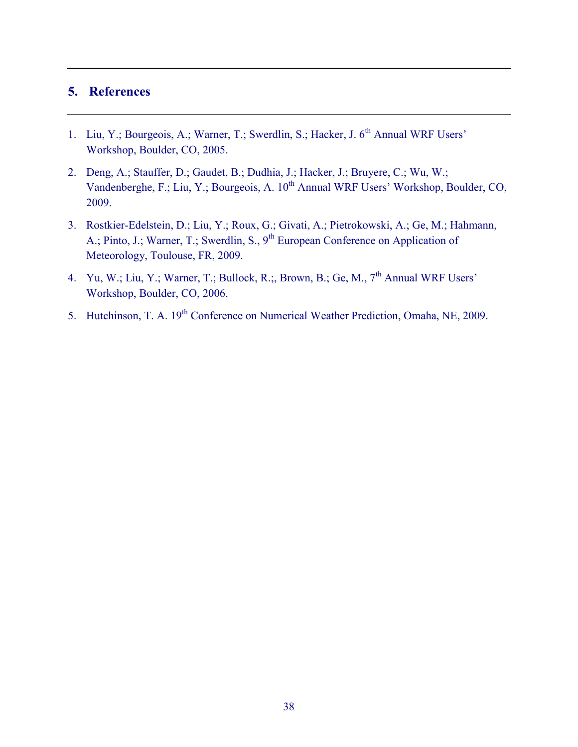## 5. References

1. Liu, Y.; Bourgeois, A.; Warner, T.; Swerdlin, S.; Hacker, J. 6th Annual WRF Users' Workshop, Boulder, CO, 2005.
2. Deng, A.; Stauffer, D.; Gaudet, B.; Dudhia, J.; Hacker, J.; Bruyere, C.; Wu, W.; Vandenberghe, F.; Liu, Y.; Bourgeois, A. 10th Annual WRF Users' Workshop, Boulder, CO, 2009.
3. Rostkier-Edelstein, D.; Liu, Y.; Roux, G.; Givati, A.; Pietrokowski, A.; Ge, M.; Hahmann, A.; Pinto, J.; Warner, T.; Swerdlin, S., 9th European Conference on Application of Meteorology, Toulouse, FR, 2009.
4. Yu, W.; Liu, Y.; Warner, T.; Bullock, R.;, Brown, B.; Ge, M., 7th Annual WRF Users' Workshop, Boulder, CO, 2006.
5. Hutchinson, T. A. 19th Conference on Numerical Weather Prediction, Omaha, NE, 2009.